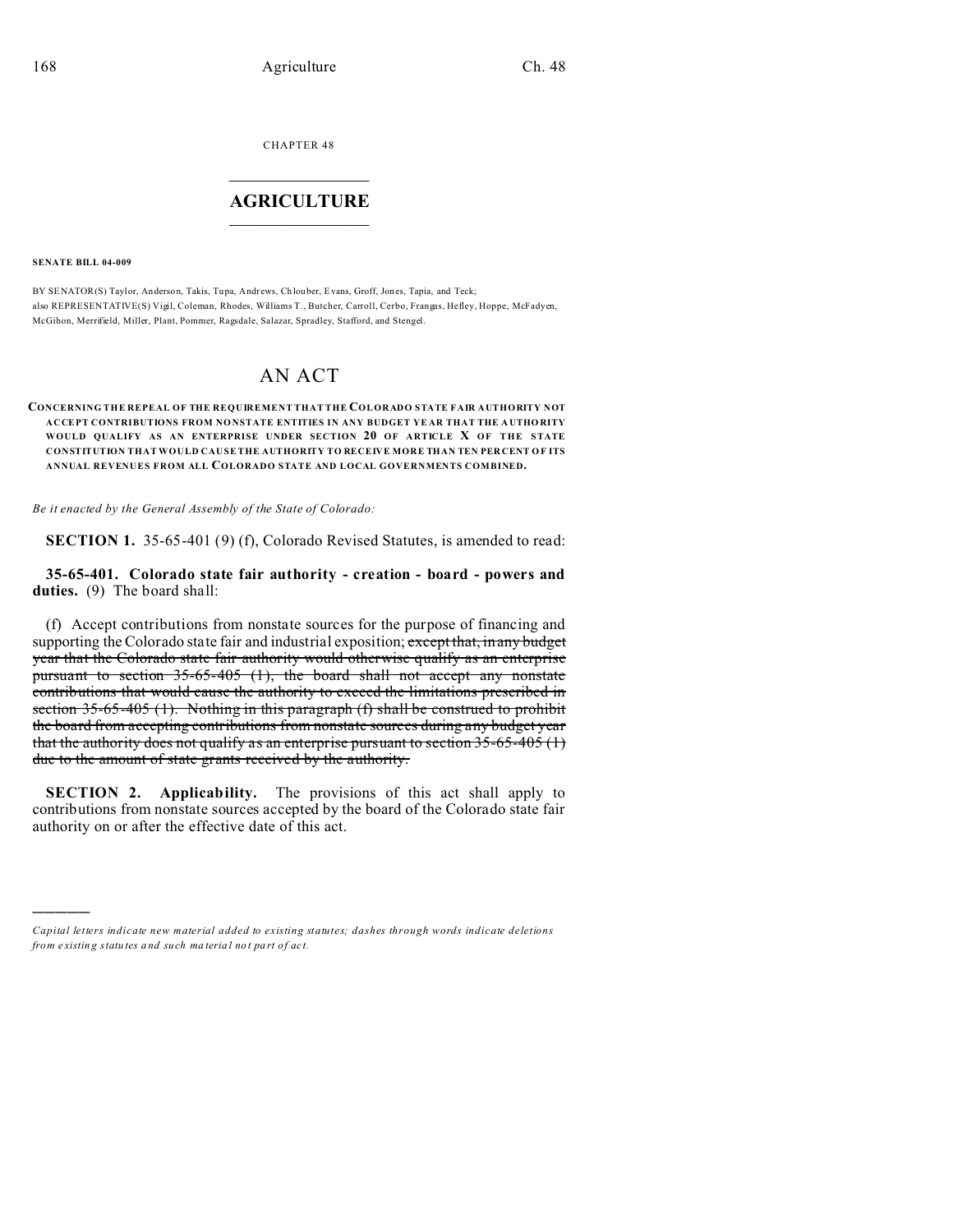CHAPTER 48

# AGRICULTURE

**SENATE BILL 04-009**

BY SENATOR(S) Taylor, Anderson, Takis, Tupa, Andrews, Chlouber, Evans, Groff, Jones, Tapia, and Teck;
also REPRESENTATIVE(S) Vigil, Coleman, Rhodes, Williams T., Butcher, Carroll, Cerbo, Frangas, Hefley, Hoppe, McFadyen, McGihon, Merrifield, Miller, Plant, Pommer, Ragsdale, Salazar, Spradley, Stafford, and Stengel.

# AN ACT

**CONCERNING THE REPEAL OF THE REQUIREMENT THAT THE COLORADO STATE FAIR AUTHORITY NOT ACCEPT CONTRIBUTIONS FROM NONSTATE ENTITIES IN ANY BUDGET YEAR THAT THE AUTHORITY WOULD QUALIFY AS AN ENTERPRISE UNDER SECTION 20 OF ARTICLE X OF THE STATE CONSTITUTION THAT WOULD CAUSE THE AUTHORITY TO RECEIVE MORE THAN TEN PERCENT OF ITS ANNUAL REVENUES FROM ALL COLORADO STATE AND LOCAL GOVERNMENTS COMBINED.**

*Be it enacted by the General Assembly of the State of Colorado:*

**SECTION 1.** 35-65-401 (9) (f), Colorado Revised Statutes, is amended to read:

**35-65-401. Colorado state fair authority - creation - board - powers and duties.** (9) The board shall:

(f) Accept contributions from nonstate sources for the purpose of financing and supporting the Colorado state fair and industrial exposition; ~~except that, in any budget year that the Colorado state fair authority would otherwise qualify as an enterprise pursuant to section 35-65-405 (1), the board shall not accept any nonstate contributions that would cause the authority to exceed the limitations prescribed in section 35-65-405 (1). Nothing in this paragraph (f) shall be construed to prohibit the board from accepting contributions from nonstate sources during any budget year that the authority does not qualify as an enterprise pursuant to section 35-65-405 (1) due to the amount of state grants received by the authority.~~

**SECTION 2. Applicability.** The provisions of this act shall apply to contributions from nonstate sources accepted by the board of the Colorado state fair authority on or after the effective date of this act.

---

*Capital letters indicate new material added to existing statutes; dashes through words indicate deletions from existing statutes and such material not part of act.*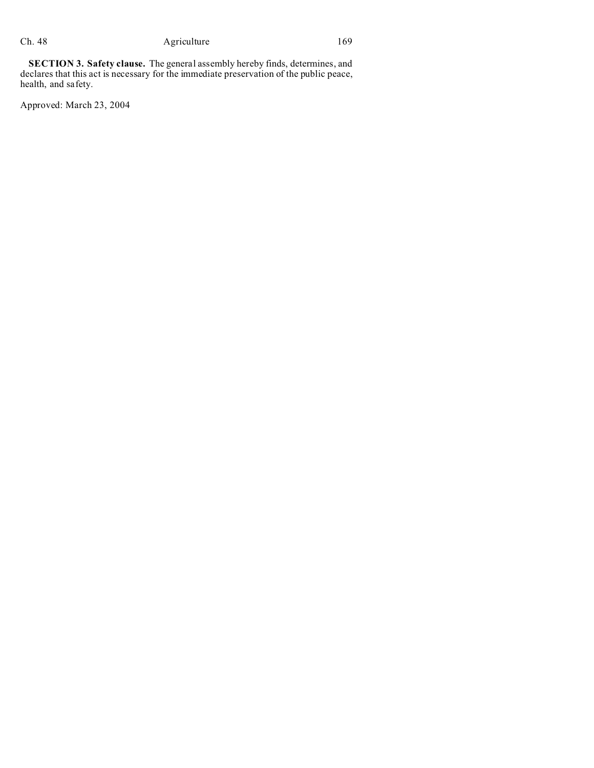**SECTION 3. Safety clause.** The general assembly hereby finds, determines, and declares that this act is necessary for the immediate preservation of the public peace, health, and safety.

Approved: March 23, 2004